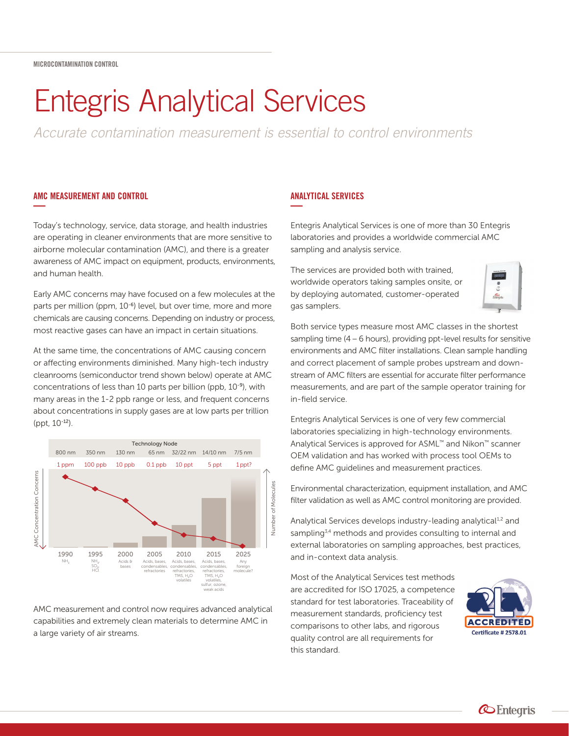MICROCONTAMINATION CONTROL

# Entegris Analytical Services

*Accurate contamination measurement is essential to control environments*

## AMC MEASUREMENT AND CONTROL

Today's technology, service, data storage, and health industries are operating in cleaner environments that are more sensitive to airborne molecular contamination (AMC), and there is a greater awareness of AMC impact on equipment, products, environments, and human health.

Early AMC concerns may have focused on a few molecules at the parts per million (ppm, $10^{-6}$) level, but over time, more and more chemicals are causing concerns. Depending on industry or process, most reactive gases can have an impact in certain situations.

At the same time, the concentrations of AMC causing concern or affecting environments diminished. Many high-tech industry cleanrooms (semiconductor trend shown below) operate at AMC concentrations of less than 10 parts per billion (ppb, $10^{-9}$), with many areas in the 1-2 ppb range or less, and frequent concerns about concentrations in supply gases are at low parts per trillion (ppt, $10^{-12}$).

| Year | Technology Node | AMC Concentration Concerns | Molecules |
|---|---|---|---|
| 1990 | 800 nm | 1 ppm | $NH_3$ |
| 1995 | 350 nm | 100 ppb | $NH_3$, $SO_2$, HCl |
| 2000 | 130 nm | 10 ppb | Acids & bases |
| 2005 | 65 nm | 0.1 ppb | Acids, bases, condensables, refractories |
| 2010 | 32/22 nm | 10 ppt | Acids, bases, condensables, refractories, TMS, $H_2O$ volatiles |
| 2015 | 14/10 nm | 5 ppt | Acids, bases, condensables, refractories, TMS, $H_2O$ volatiles, sulfur, ozone, weak acids |
| 2025 | 7/5 nm | 1 ppt? | Any foreign molecule? |

AMC measurement and control now requires advanced analytical capabilities and extremely clean materials to determine AMC in a large variety of air streams.

## ANALYTICAL SERVICES

Entegris Analytical Services is one of more than 30 Entegris laboratories and provides a worldwide commercial AMC sampling and analysis service.

The services are provided both with trained, worldwide operators taking samples onsite, or by deploying automated, customer-operated gas samplers.

Both service types measure most AMC classes in the shortest sampling time (4 – 6 hours), providing ppt-level results for sensitive environments and AMC filter installations. Clean sample handling and correct placement of sample probes upstream and downstream of AMC filters are essential for accurate filter performance measurements, and are part of the sample operator training for in-field service.

Entegris Analytical Services is one of very few commercial laboratories specializing in high-technology environments. Analytical Services is approved for ASML™ and Nikon™ scanner OEM validation and has worked with process tool OEMs to define AMC guidelines and measurement practices.

Environmental characterization, equipment installation, and AMC filter validation as well as AMC control monitoring are provided.

Analytical Services develops industry-leading analytical[1,2] and sampling[3,4] methods and provides consulting to internal and external laboratories on sampling approaches, best practices, and in-context data analysis.

Most of the Analytical Services test methods are accredited for ISO 17025, a competence standard for test laboratories. Traceability of measurement standards, proficiency test comparisons to other labs, and rigorous quality control are all requirements for this standard.

A2LA ACCREDITED Certificate # 2578.01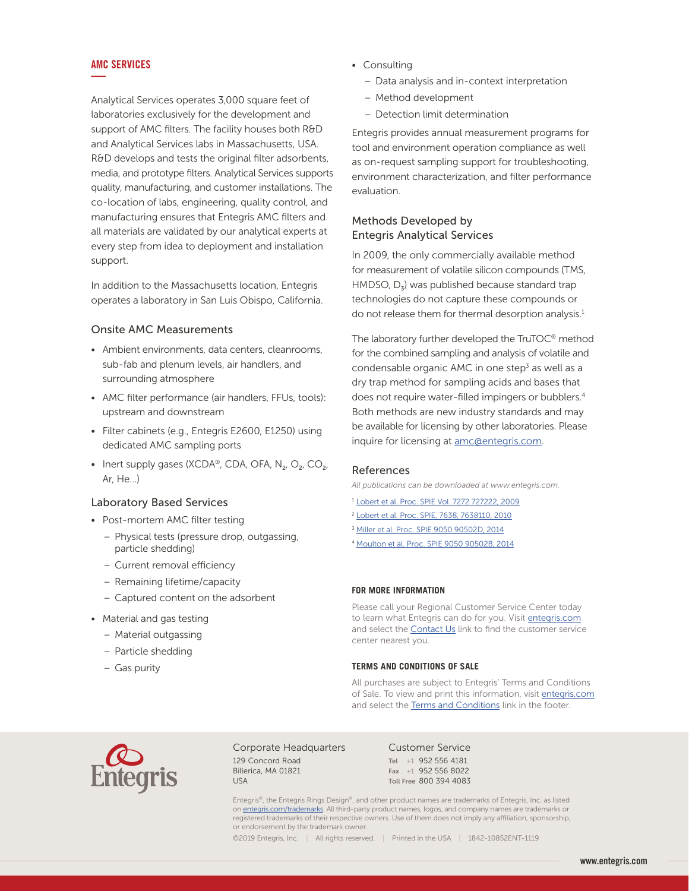## AMC SERVICES

Analytical Services operates 3,000 square feet of laboratories exclusively for the development and support of AMC filters. The facility houses both R&D and Analytical Services labs in Massachusetts, USA. R&D develops and tests the original filter adsorbents, media, and prototype filters. Analytical Services supports quality, manufacturing, and customer installations. The co-location of labs, engineering, quality control, and manufacturing ensures that Entegris AMC filters and all materials are validated by our analytical experts at every step from idea to deployment and installation support.

In addition to the Massachusetts location, Entegris operates a laboratory in San Luis Obispo, California.

### Onsite AMC Measurements

- Ambient environments, data centers, cleanrooms, sub-fab and plenum levels, air handlers, and surrounding atmosphere
- AMC filter performance (air handlers, FFUs, tools): upstream and downstream
- Filter cabinets (e.g., Entegris E2600, E1250) using dedicated AMC sampling ports
- Inert supply gases (XCDA®, CDA, OFA, $N_2$, $O_2$, $CO_2$, Ar, He...)

### Laboratory Based Services

- Post-mortem AMC filter testing
  - Physical tests (pressure drop, outgassing, particle shedding)
  - Current removal efficiency
  - Remaining lifetime/capacity
  - Captured content on the adsorbent
- Material and gas testing
  - Material outgassing
  - Particle shedding
  - Gas purity
- Consulting
  - Data analysis and in-context interpretation
  - Method development
  - Detection limit determination

Entegris provides annual measurement programs for tool and environment operation compliance as well as on-request sampling support for troubleshooting, environment characterization, and filter performance evaluation.

### Methods Developed by Entegris Analytical Services

In 2009, the only commercially available method for measurement of volatile silicon compounds (TMS, HMDSO, $D_3$) was published because standard trap technologies do not capture these compounds or do not release them for thermal desorption analysis.[1]

The laboratory further developed the TruTOC® method for the combined sampling and analysis of volatile and condensable organic AMC in one step[3] as well as a dry trap method for sampling acids and bases that does not require water-filled impingers or bubblers.[4] Both methods are new industry standards and may be available for licensing by other laboratories. Please inquire for licensing at amc@entegris.com.

### References

*All publications can be downloaded at www.entegris.com.*

[1] Lobert et al. Proc. SPIE Vol. 7272 727222, 2009

[2] Lobert et al. Proc. SPIE, 7638, 7638110, 2010

[3] Miller et al. Proc. SPIE 9050 90502D, 2014

[4] Moulton et al. Proc. SPIE 9050 90502B, 2014

#### FOR MORE INFORMATION

Please call your Regional Customer Service Center today to learn what Entegris can do for you. Visit entegris.com and select the Contact Us link to find the customer service center nearest you.

#### TERMS AND CONDITIONS OF SALE

All purchases are subject to Entegris' Terms and Conditions of Sale. To view and print this information, visit entegris.com and select the Terms and Conditions link in the footer.

Entegris

Corporate Headquarters
129 Concord Road
Billerica, MA 01821
USA

Customer Service
Tel +1 952 556 4181
Fax +1 952 556 8022
Toll Free 800 394 4083

Entegris®, the Entegris Rings Design®, and other product names are trademarks of Entegris, Inc. as listed on entegris.com/trademarks. All third-party product names, logos, and company names are trademarks or registered trademarks of their respective owners. Use of them does not imply any affiliation, sponsorship, or endorsement by the trademark owner.

©2019 Entegris, Inc. | All rights reserved. | Printed in the USA | 1842-10852ENT-1119

www.entegris.com